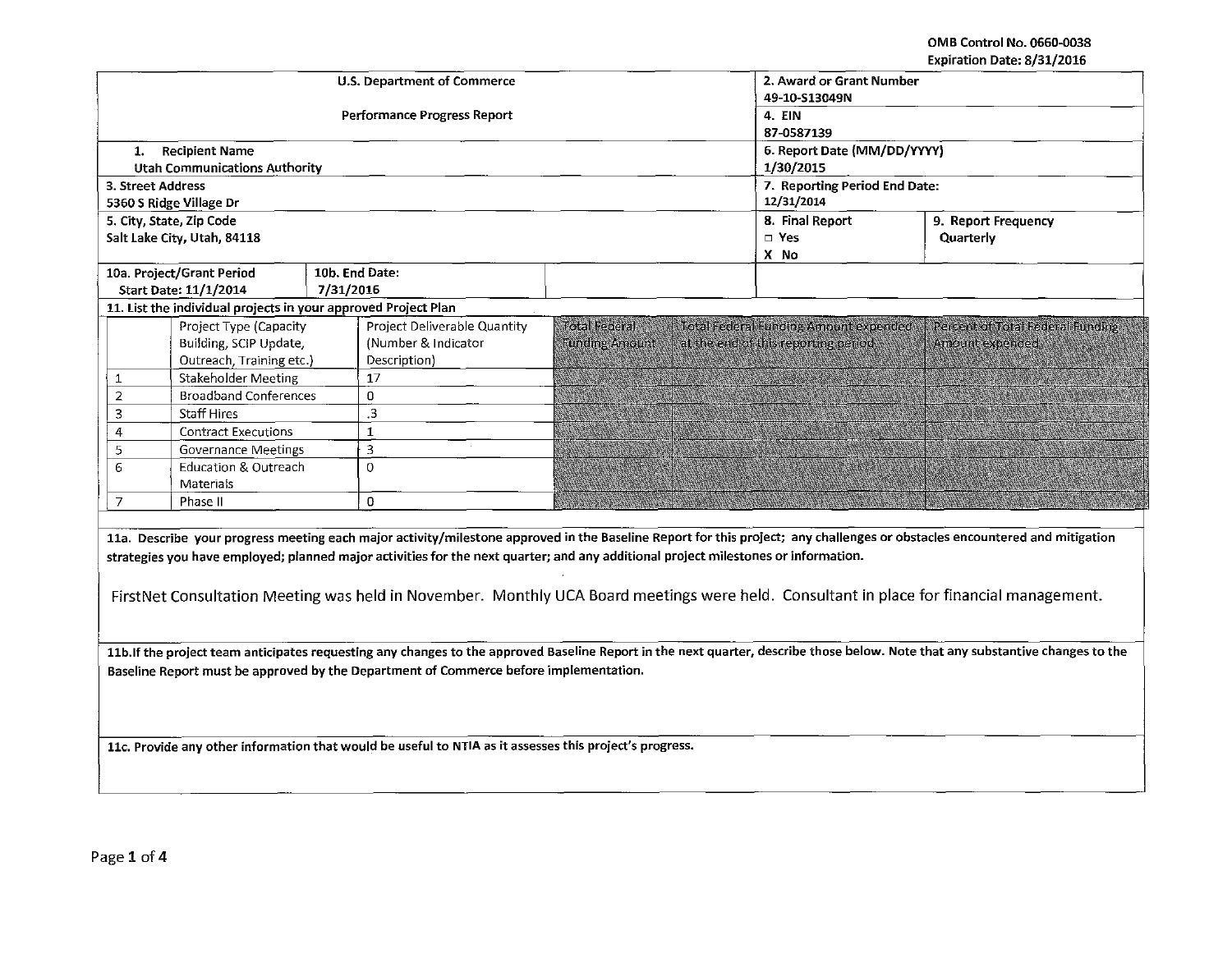OMB Control No. 0660-0038
Expiration Date: 8/31/2016

| U.S. Department of Commerce<br><br>Performance Progress Report | 2. Award or Grant Number<br>49-10-S13049N<br>4. EIN<br>87-0587139 | |
|---|---|---|
| 1. Recipient Name<br>Utah Communications Authority | 6. Report Date (MM/DD/YYYY)<br>1/30/2015 | |
| 3. Street Address<br>5360 S Ridge Village Dr | 7. Reporting Period End Date:<br>12/31/2014 | |
| 5. City, State, Zip Code<br>Salt Lake City, Utah, 84118 | 8. Final Report<br>□ Yes<br>X No | 9. Report Frequency<br>Quarterly |
| 10a. Project/Grant Period<br>Start Date: 11/1/2014 &nbsp;&nbsp; 10b. End Date: 7/31/2016 | | |

11. List the individual projects in your approved Project Plan

| | Project Type (Capacity Building, SCIP Update, Outreach, Training etc.) | Project Deliverable Quantity (Number & Indicator Description) | Total Federal Funding Amount | Total Federal Funding Amount expended at the end of this reporting period | Percent of Total Federal Funding Amount expended |
|---|---|---|---|---|---|
| 1 | Stakeholder Meeting | 17 | | | |
| 2 | Broadband Conferences | 0 | | | |
| 3 | Staff Hires | .3 | | | |
| 4 | Contract Executions | 1 | | | |
| 5 | Governance Meetings | 3 | | | |
| 6 | Education & Outreach Materials | 0 | | | |
| 7 | Phase II | 0 | | | |

**11a. Describe your progress meeting each major activity/milestone approved in the Baseline Report for this project; any challenges or obstacles encountered and mitigation strategies you have employed; planned major activities for the next quarter; and any additional project milestones or information.**

FirstNet Consultation Meeting was held in November. Monthly UCA Board meetings were held. Consultant in place for financial management.

**11b.If the project team anticipates requesting any changes to the approved Baseline Report in the next quarter, describe those below. Note that any substantive changes to the Baseline Report must be approved by the Department of Commerce before implementation.**

**11c. Provide any other information that would be useful to NTIA as it assesses this project's progress.**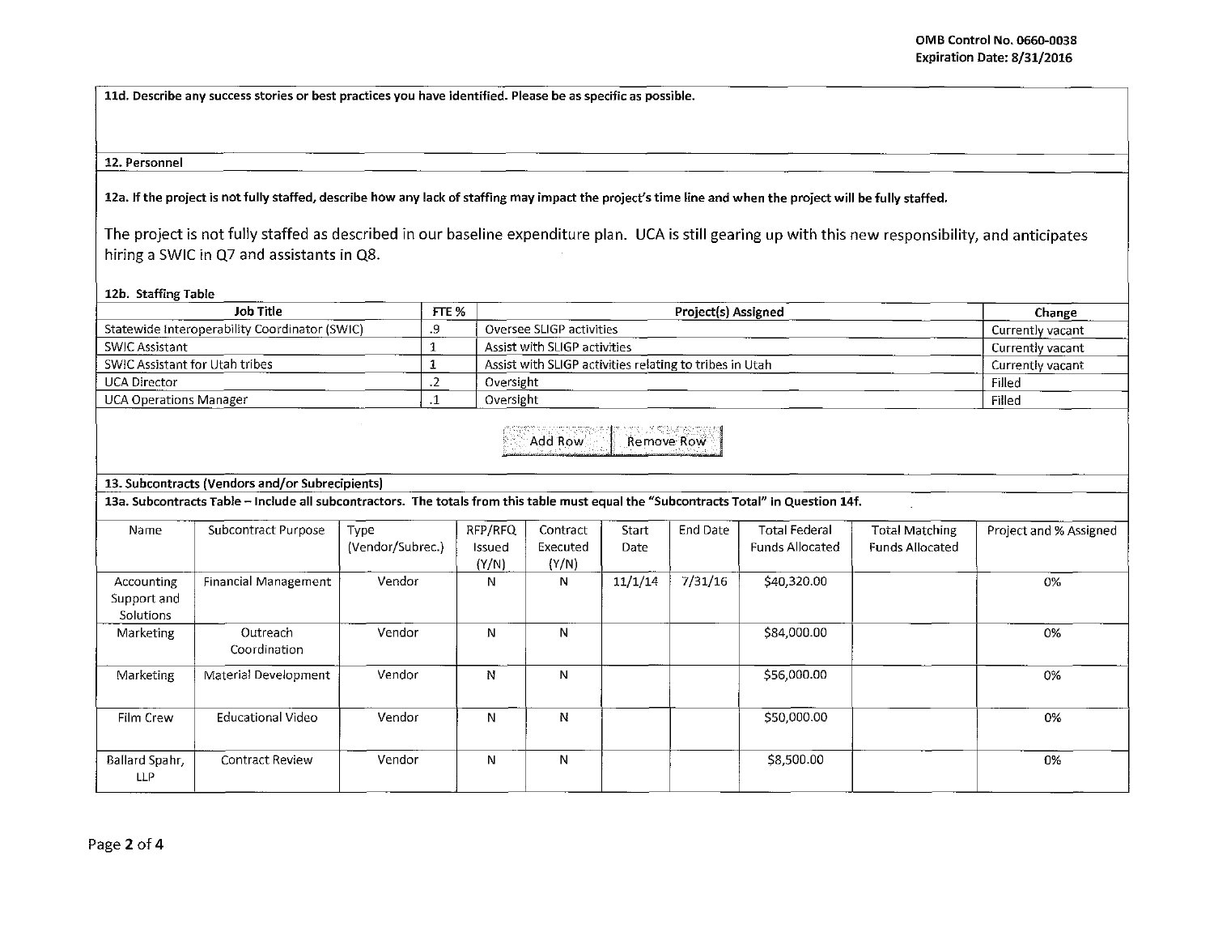**11d. Describe any success stories or best practices you have identified. Please be as specific as possible.**

**12. Personnel**

**12a. If the project is not fully staffed, describe how any lack of staffing may impact the project's time line and when the project will be fully staffed.**

The project is not fully staffed as described in our baseline expenditure plan. UCA is still gearing up with this new responsibility, and anticipates hiring a SWIC in Q7 and assistants in Q8.

**12b. Staffing Table**

| Job Title | FTE % | Project(s) Assigned | Change |
|---|---|---|---|
| Statewide Interoperability Coordinator (SWIC) | .9 | Oversee SLIGP activities | Currently vacant |
| SWIC Assistant | 1 | Assist with SLIGP activities | Currently vacant |
| SWIC Assistant for Utah tribes | 1 | Assist with SLIGP activities relating to tribes in Utah | Currently vacant |
| UCA Director | .2 | Oversight | Filled |
| UCA Operations Manager | .1 | Oversight | Filled |

**13. Subcontracts (Vendors and/or Subrecipients)**

**13a. Subcontracts Table – Include all subcontractors. The totals from this table must equal the "Subcontracts Total" in Question 14f.**

| Name | Subcontract Purpose | Type (Vendor/Subrec.) | RFP/RFQ Issued (Y/N) | Contract Executed (Y/N) | Start Date | End Date | Total Federal Funds Allocated | Total Matching Funds Allocated | Project and % Assigned |
|---|---|---|---|---|---|---|---|---|---|
| Accounting Support and Solutions | Financial Management | Vendor | N | N | 11/1/14 | 7/31/16 | $40,320.00 | | 0% |
| Marketing | Outreach Coordination | Vendor | N | N | | | $84,000.00 | | 0% |
| Marketing | Material Development | Vendor | N | N | | | $56,000.00 | | 0% |
| Film Crew | Educational Video | Vendor | N | N | | | $50,000.00 | | 0% |
| Ballard Spahr, LLP | Contract Review | Vendor | N | N | | | $8,500.00 | | 0% |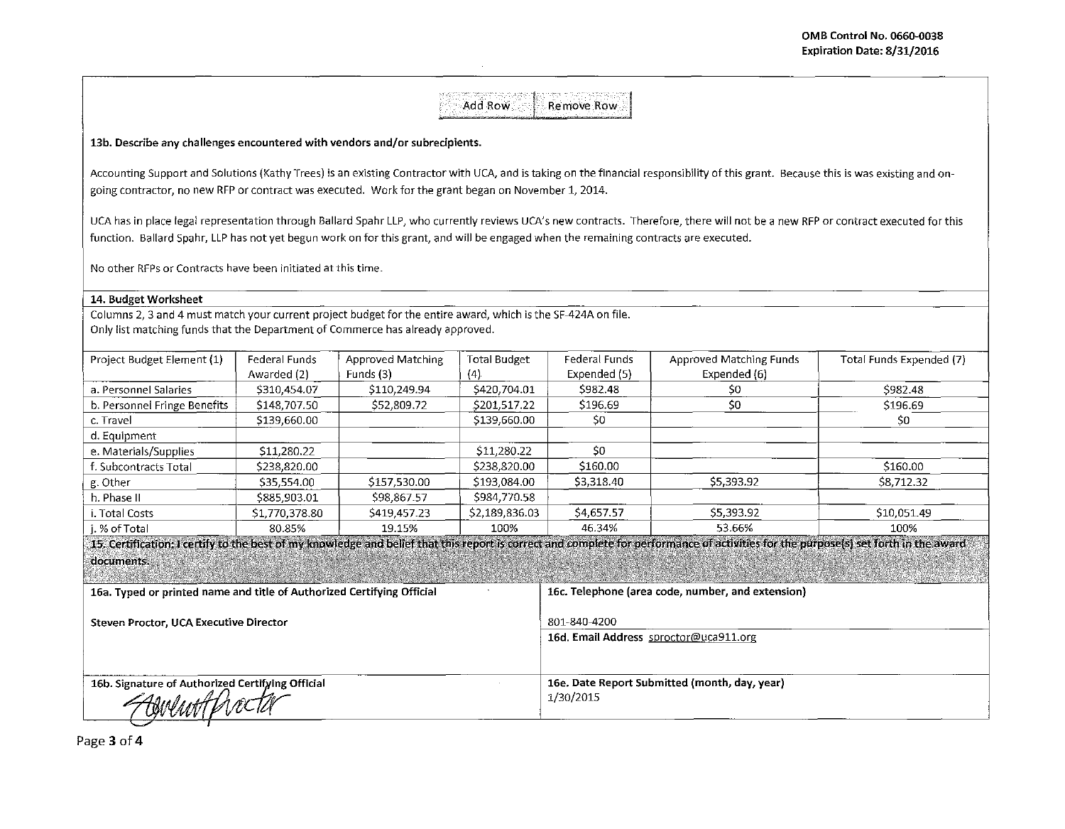OMB Control No. 0660-0038
Expiration Date: 8/31/2016

Add Row | Remove Row

**13b. Describe any challenges encountered with vendors and/or subrecipients.**

Accounting Support and Solutions (Kathy Trees) is an existing Contractor with UCA, and is taking on the financial responsibility of this grant. Because this is was existing and on-going contractor, no new RFP or contract was executed. Work for the grant began on November 1, 2014.

UCA has in place legal representation through Ballard Spahr LLP, who currently reviews UCA's new contracts. Therefore, there will not be a new RFP or contract executed for this function. Ballard Spahr, LLP has not yet begun work on for this grant, and will be engaged when the remaining contracts are executed.

No other RFPs or Contracts have been initiated at this time.

**14. Budget Worksheet**

Columns 2, 3 and 4 must match your current project budget for the entire award, which is the SF-424A on file.
Only list matching funds that the Department of Commerce has already approved.

| Project Budget Element (1) | Federal Funds Awarded (2) | Approved Matching Funds (3) | Total Budget (4) | Federal Funds Expended (5) | Approved Matching Funds Expended (6) | Total Funds Expended (7) |
|---|---|---|---|---|---|---|
| a. Personnel Salaries | $310,454.07 | $110,249.94 | $420,704.01 | $982.48 | $0 | $982.48 |
| b. Personnel Fringe Benefits | $148,707.50 | $52,809.72 | $201,517.22 | $196.69 | $0 | $196.69 |
| c. Travel | $139,660.00 | | $139,660.00 | $0 | | $0 |
| d. Equipment | | | | | | |
| e. Materials/Supplies | $11,280.22 | | $11,280.22 | $0 | | |
| f. Subcontracts Total | $238,820.00 | | $238,820.00 | $160.00 | | $160.00 |
| g. Other | $35,554.00 | $157,530.00 | $193,084.00 | $3,318.40 | $5,393.92 | $8,712.32 |
| h. Phase II | $885,903.01 | $98,867.57 | $984,770.58 | | | |
| i. Total Costs | $1,770,378.80 | $419,457.23 | $2,189,836.03 | $4,657.57 | $5,393.92 | $10,051.49 |
| j. % of Total | 80.85% | 19.15% | 100% | 46.34% | 53.66% | 100% |

**15. Certification: I certify to the best of my knowledge and belief that this report is correct and complete for performance of activities for the purpose(s) set forth in the award documents.**

| 16a. Typed or printed name and title of Authorized Certifying Official | 16c. Telephone (area code, number, and extension) |
|---|---|
| **Steven Proctor, UCA Executive Director** | 801-840-4200 |
| | **16d. Email Address** sproctor@uca911.org |
| **16b. Signature of Authorized Certifying Official** | **16e. Date Report Submitted (month, day, year)** |
| Steven Proctor | 1/30/2015 |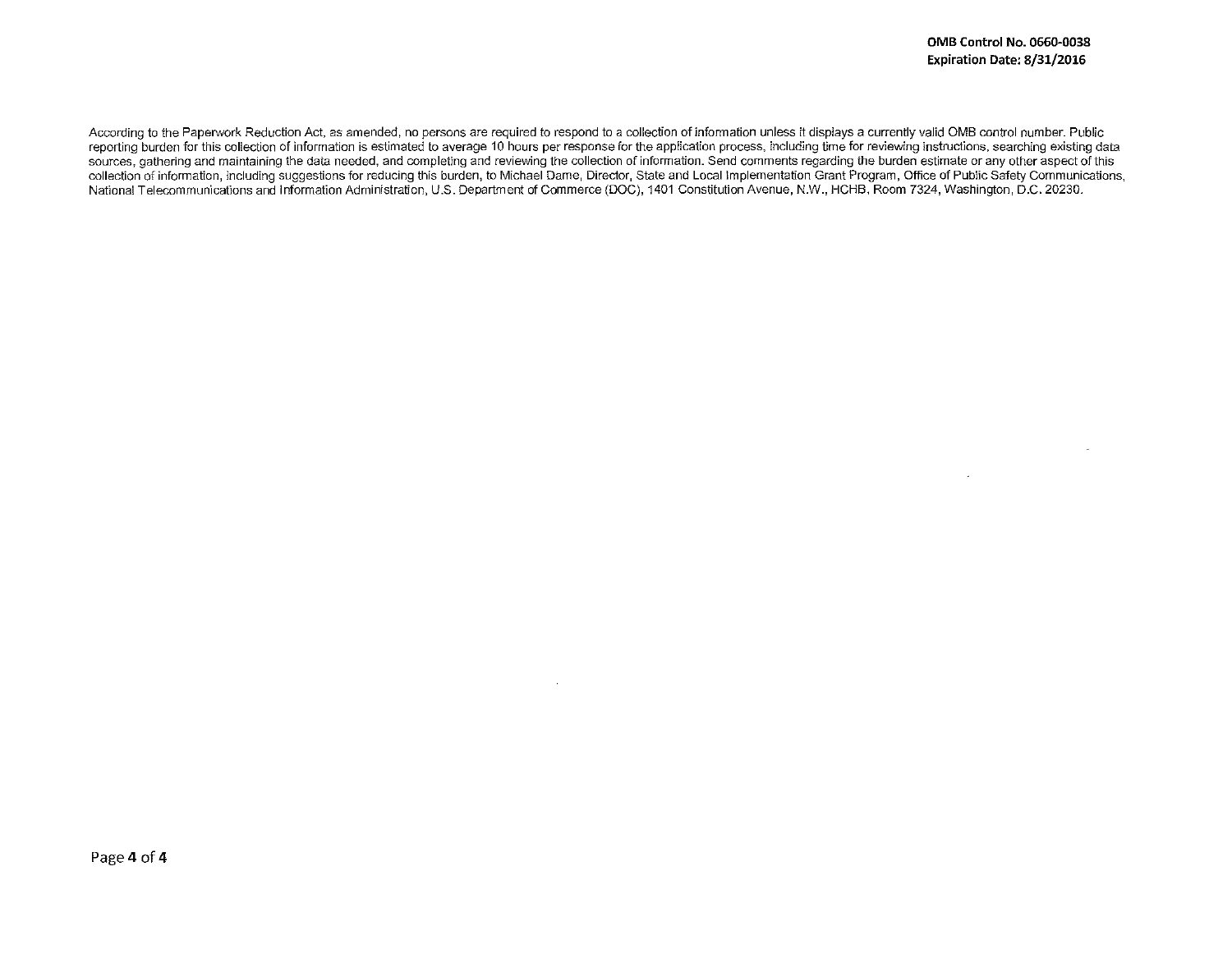OMB Control No. 0660-0038
Expiration Date: 8/31/2016

According to the Paperwork Reduction Act, as amended, no persons are required to respond to a collection of information unless it displays a currently valid OMB control number. Public reporting burden for this collection of information is estimated to average 10 hours per response for the application process, including time for reviewing instructions, searching existing data sources, gathering and maintaining the data needed, and completing and reviewing the collection of information. Send comments regarding the burden estimate or any other aspect of this collection of information, including suggestions for reducing this burden, to Michael Dame, Director, State and Local Implementation Grant Program, Office of Public Safety Communications, National Telecommunications and Information Administration, U.S. Department of Commerce (DOC), 1401 Constitution Avenue, N.W., HCHB, Room 7324, Washington, D.C. 20230.